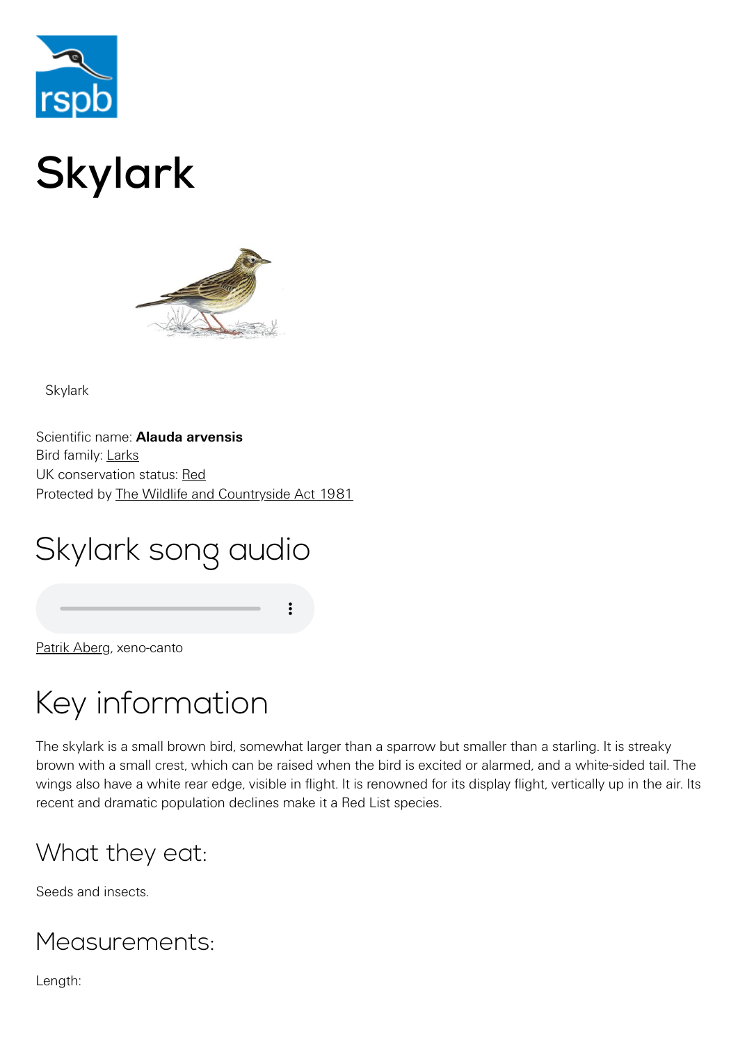# Skylark

Skylark

Scientific name: **Alauda arvensis**
Bird family: Larks
UK conservation status: Red
Protected by The Wildlife and Countryside Act 1981

## Skylark song audio

Patrik Aberg, xeno-canto

## Key information

The skylark is a small brown bird, somewhat larger than a sparrow but smaller than a starling. It is streaky brown with a small crest, which can be raised when the bird is excited or alarmed, and a white-sided tail. The wings also have a white rear edge, visible in flight. It is renowned for its display flight, vertically up in the air. Its recent and dramatic population declines make it a Red List species.

### What they eat:

Seeds and insects.

### Measurements:

Length: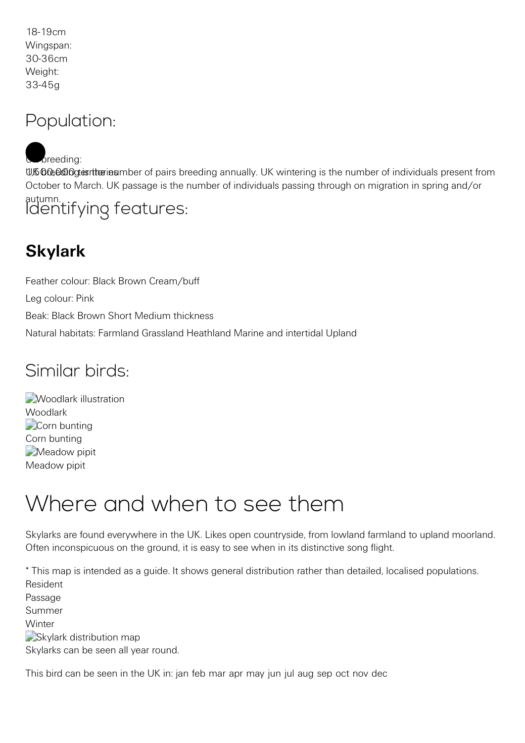18-19cm
Wingspan:
30-36cm
Weight:
33-45g

## Population:

UK breeding:
1,500,000 territories

UK breeding is the number of pairs breeding annually. UK wintering is the number of individuals present from October to March. UK passage is the number of individuals passing through on migration in spring and/or autumn.

## Identifying features:

### Skylark

Feather colour: Black Brown Cream/buff

Leg colour: Pink

Beak: Black Brown Short Medium thickness

Natural habitats: Farmland Grassland Heathland Marine and intertidal Upland

## Similar birds:

Woodlark illustration
Woodlark
Corn bunting
Corn bunting
Meadow pipit
Meadow pipit

# Where and when to see them

Skylarks are found everywhere in the UK. Likes open countryside, from lowland farmland to upland moorland. Often inconspicuous on the ground, it is easy to see when in its distinctive song flight.

* This map is intended as a guide. It shows general distribution rather than detailed, localised populations.
Resident
Passage
Summer
Winter
Skylark distribution map
Skylarks can be seen all year round.

This bird can be seen in the UK in: jan feb mar apr may jun jul aug sep oct nov dec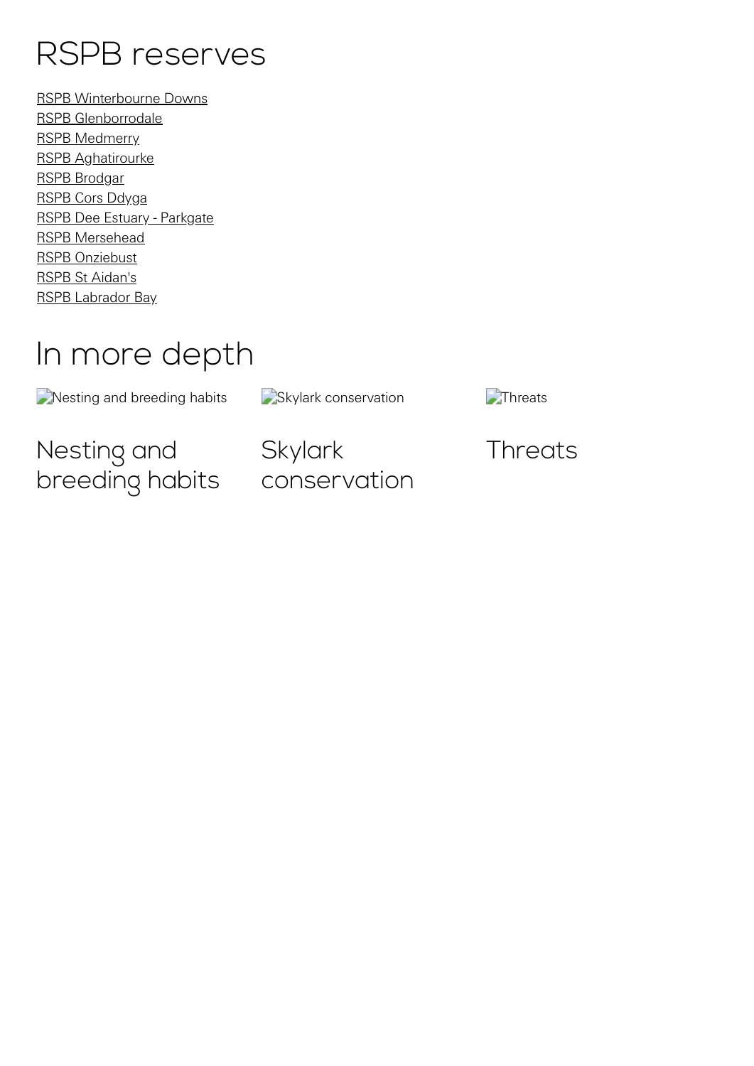# RSPB reserves

RSPB Winterbourne Downs
RSPB Glenborrodale
RSPB Medmerry
RSPB Aghatirourke
RSPB Brodgar
RSPB Cors Ddyga
RSPB Dee Estuary - Parkgate
RSPB Mersehead
RSPB Onziebust
RSPB St Aidan's
RSPB Labrador Bay

# In more depth

Nesting and breeding habits

## Nesting and breeding habits

Skylark conservation

## Skylark conservation

Threats

## Threats